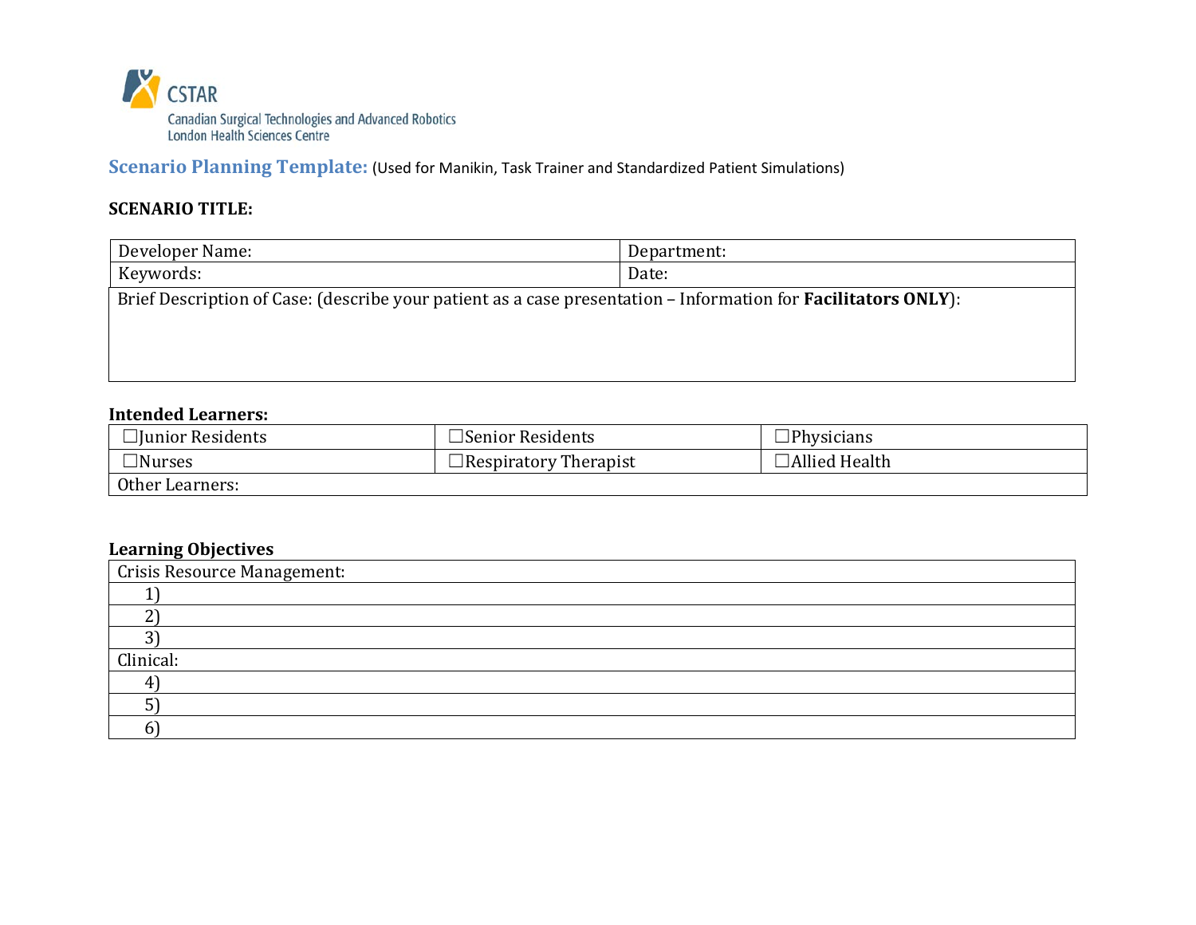CSTAR
Canadian Surgical Technologies and Advanced Robotics
London Health Sciences Centre

## Scenario Planning Template: (Used for Manikin, Task Trainer and Standardized Patient Simulations)

**SCENARIO TITLE:**

| Developer Name: | Department: |
|---|---|
| Keywords: | Date: |
| Brief Description of Case: (describe your patient as a case presentation – Information for **Facilitators ONLY**): | |

**Intended Learners:**

| ☐Junior Residents | ☐Senior Residents | ☐Physicians |
|---|---|---|
| ☐Nurses | ☐Respiratory Therapist | ☐Allied Health |
| Other Learners: | | |

**Learning Objectives**

| Crisis Resource Management: |
|---|
| 1) |
| 2) |
| 3) |
| Clinical: |
| 4) |
| 5) |
| 6) |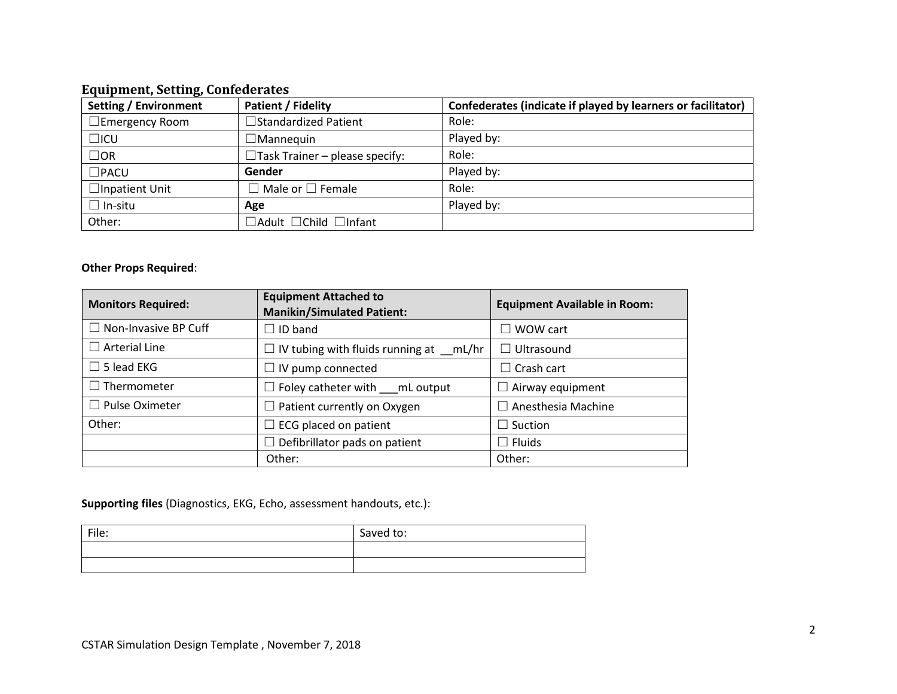## Equipment, Setting, Confederates

| Setting / Environment | Patient / Fidelity | Confederates (indicate if played by learners or facilitator) |
|---|---|---|
| ☐Emergency Room | ☐Standardized Patient | Role: |
| ☐ICU | ☐Mannequin | Played by: |
| ☐OR | ☐Task Trainer – please specify: | Role: |
| ☐PACU | **Gender** | Played by: |
| ☐Inpatient Unit | ☐ Male or ☐ Female | Role: |
| ☐ In-situ | **Age** | Played by: |
| Other: | ☐Adult ☐Child ☐Infant | |

**Other Props Required**:

| Monitors Required: | Equipment Attached to Manikin/Simulated Patient: | Equipment Available in Room: |
|---|---|---|
| ☐ Non-Invasive BP Cuff | ☐ ID band | ☐ WOW cart |
| ☐ Arterial Line | ☐ IV tubing with fluids running at __mL/hr | ☐ Ultrasound |
| ☐ 5 lead EKG | ☐ IV pump connected | ☐ Crash cart |
| ☐ Thermometer | ☐ Foley catheter with ___mL output | ☐ Airway equipment |
| ☐ Pulse Oximeter | ☐ Patient currently on Oxygen | ☐ Anesthesia Machine |
| Other: | ☐ ECG placed on patient | ☐ Suction |
| | ☐ Defibrillator pads on patient | ☐ Fluids |
| | Other: | Other: |

**Supporting files** (Diagnostics, EKG, Echo, assessment handouts, etc.):

| File: | Saved to: |
|---|---|
| | |
| | |

CSTAR Simulation Design Template , November 7, 2018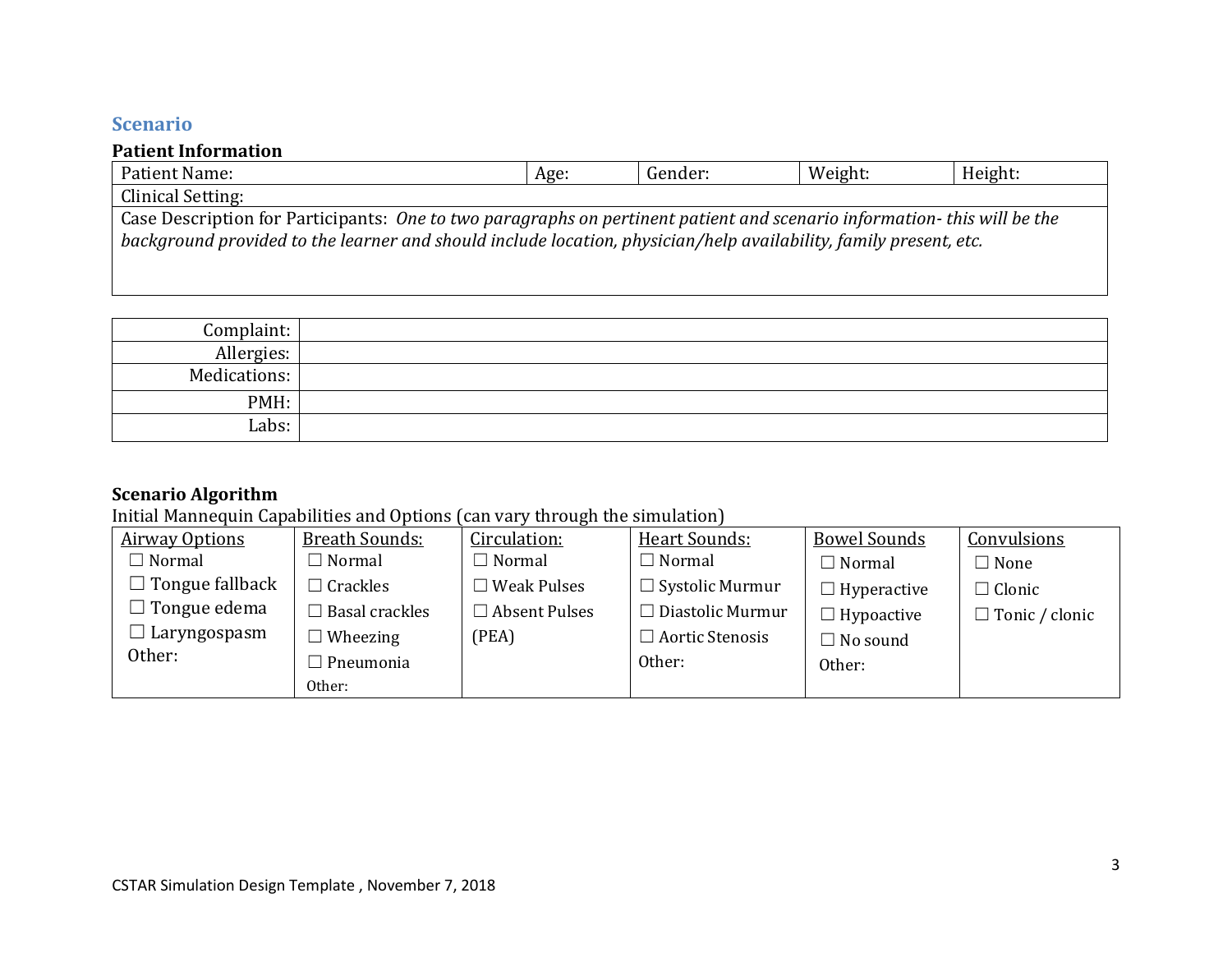## Scenario

**Patient Information**

| Patient Name: | Age: | Gender: | Weight: | Height: |
|---|---|---|---|---|
| Clinical Setting: | | | | |
| Case Description for Participants: *One to two paragraphs on pertinent patient and scenario information- this will be the background provided to the learner and should include location, physician/help availability, family present, etc.* | | | | |

| | |
|---|---|
| Complaint: | |
| Allergies: | |
| Medications: | |
| PMH: | |
| Labs: | |

**Scenario Algorithm**

Initial Mannequin Capabilities and Options (can vary through the simulation)

| Airway Options | Breath Sounds: | Circulation: | Heart Sounds: | Bowel Sounds | Convulsions |
|---|---|---|---|---|---|
| ☐ Normal<br>☐ Tongue fallback<br>☐ Tongue edema<br>☐ Laryngospasm<br>Other: | ☐ Normal<br>☐ Crackles<br>☐ Basal crackles<br>☐ Wheezing<br>☐ Pneumonia<br>Other: | ☐ Normal<br>☐ Weak Pulses<br>☐ Absent Pulses (PEA) | ☐ Normal<br>☐ Systolic Murmur<br>☐ Diastolic Murmur<br>☐ Aortic Stenosis<br>Other: | ☐ Normal<br>☐ Hyperactive<br>☐ Hypoactive<br>☐ No sound<br>Other: | ☐ None<br>☐ Clonic<br>☐ Tonic / clonic |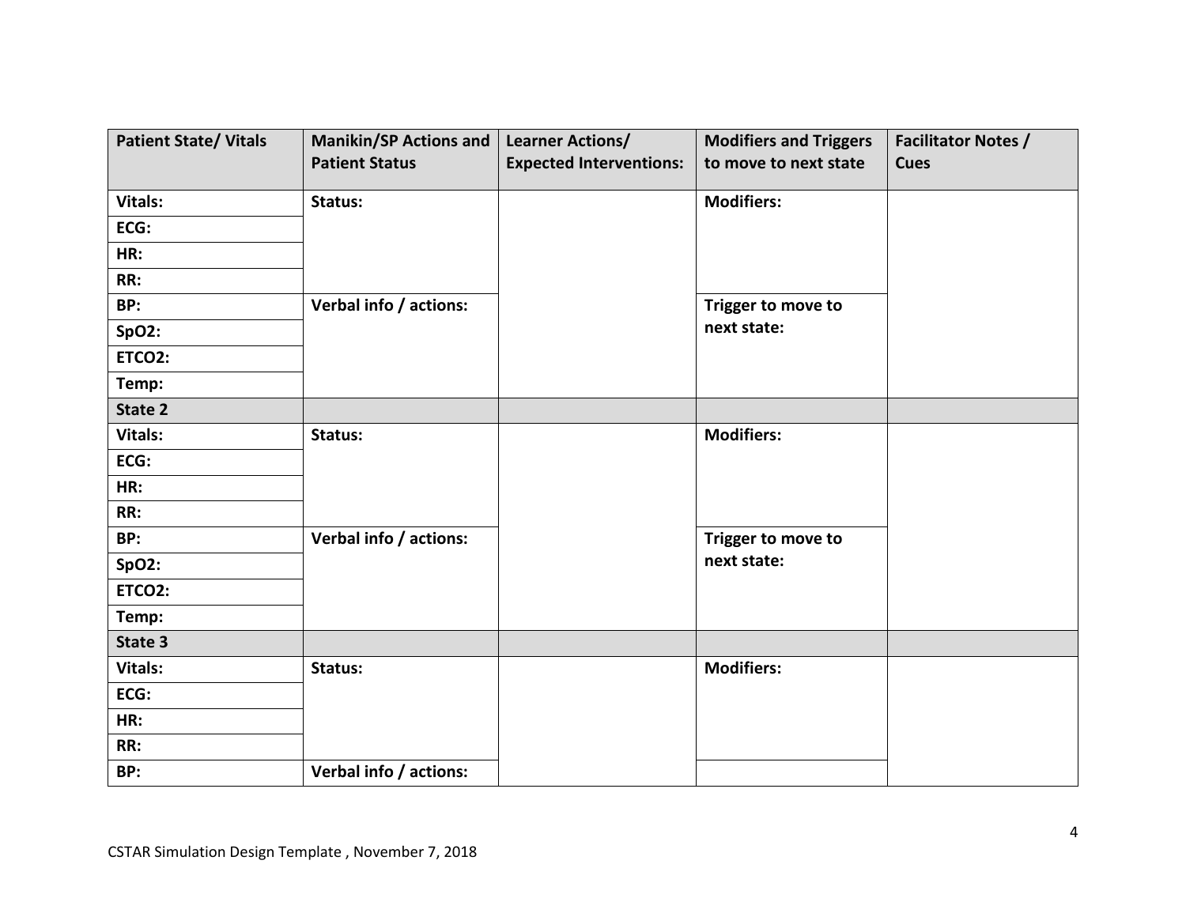| Patient State/ Vitals | Manikin/SP Actions and Patient Status | Learner Actions/ Expected Interventions: | Modifiers and Triggers to move to next state | Facilitator Notes / Cues |
|---|---|---|---|---|
| **Vitals:** | **Status:** | | **Modifiers:** | |
| **ECG:** | | | | |
| **HR:** | | | | |
| **RR:** | | | | |
| **BP:** | **Verbal info / actions:** | | **Trigger to move to next state:** | |
| **SpO2:** | | | | |
| **ETCO2:** | | | | |
| **Temp:** | | | | |
| **State 2** | | | | |
| **Vitals:** | **Status:** | | **Modifiers:** | |
| **ECG:** | | | | |
| **HR:** | | | | |
| **RR:** | | | | |
| **BP:** | **Verbal info / actions:** | | **Trigger to move to next state:** | |
| **SpO2:** | | | | |
| **ETCO2:** | | | | |
| **Temp:** | | | | |
| **State 3** | | | | |
| **Vitals:** | **Status:** | | **Modifiers:** | |
| **ECG:** | | | | |
| **HR:** | | | | |
| **RR:** | | | | |
| **BP:** | **Verbal info / actions:** | | | |

CSTAR Simulation Design Template , November 7, 2018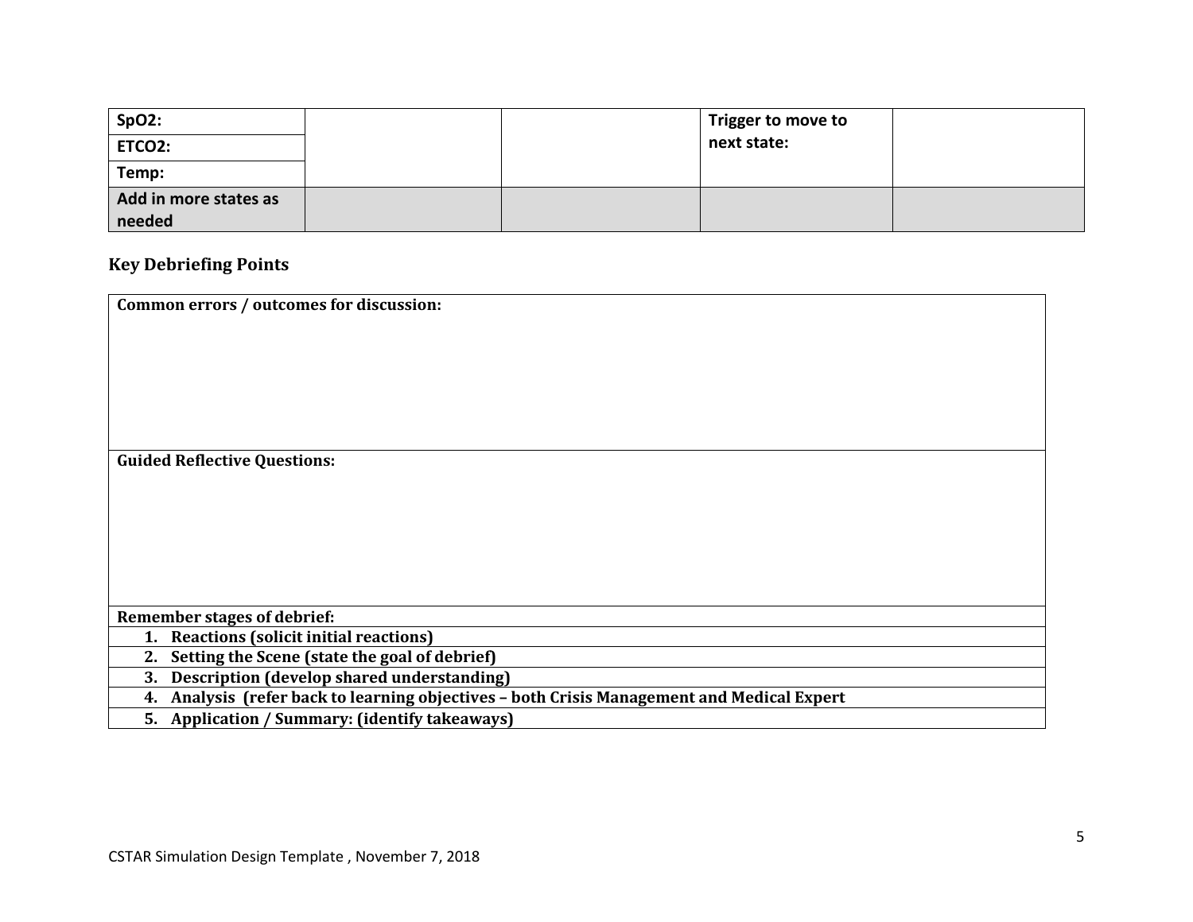| | | | | |
|---|---|---|---|---|
| **SpO2:** | | | **Trigger to move to next state:** | |
| **ETCO2:** | | | | |
| **Temp:** | | | | |
| **Add in more states as needed** | | | | |

## Key Debriefing Points

| |
|---|
| **Common errors / outcomes for discussion:** |
| **Guided Reflective Questions:** |
| **Remember stages of debrief:** |
| **1. Reactions (solicit initial reactions)** |
| **2. Setting the Scene (state the goal of debrief)** |
| **3. Description (develop shared understanding)** |
| **4. Analysis (refer back to learning objectives – both Crisis Management and Medical Expert** |
| **5. Application / Summary: (identify takeaways)** |

CSTAR Simulation Design Template , November 7, 2018